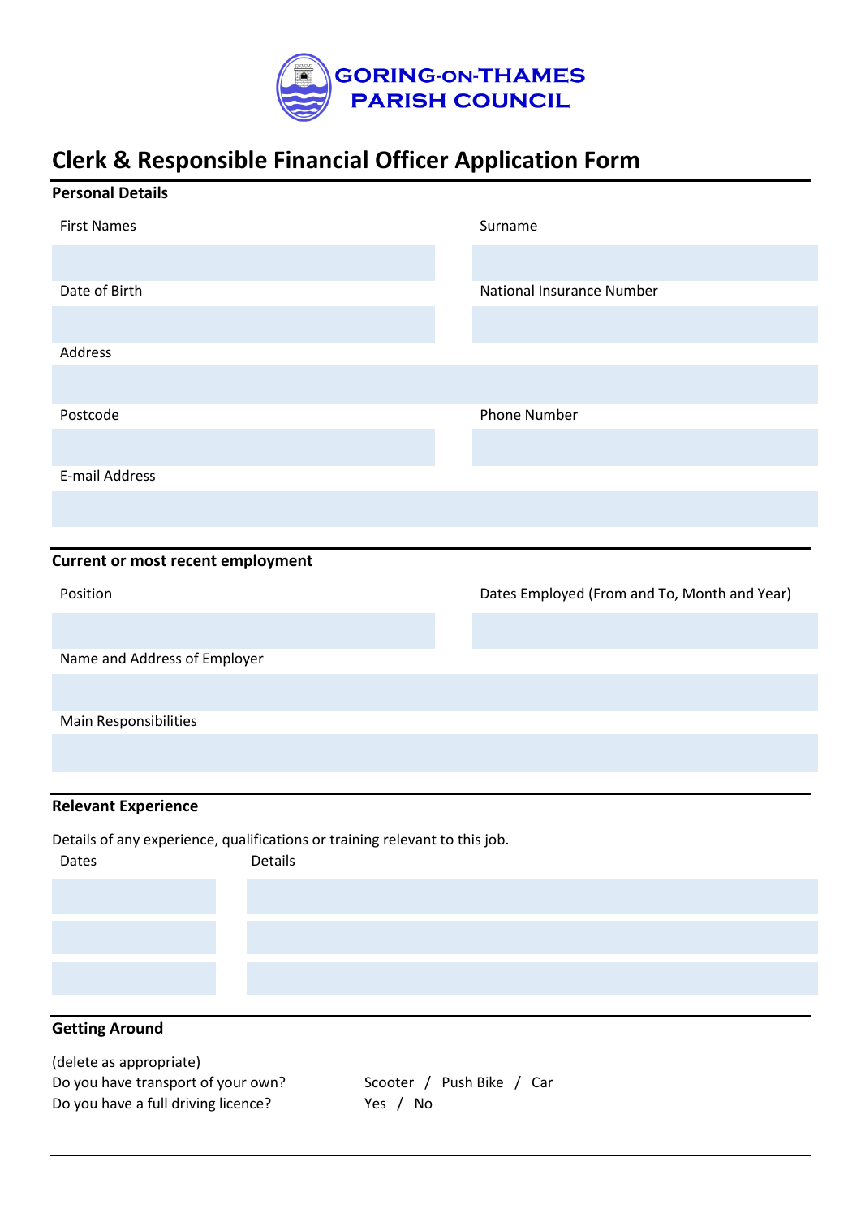GORING-ON-THAMES PARISH COUNCIL

# Clerk & Responsible Financial Officer Application Form

## Personal Details

| First Names | Surname |
|---|---|
| | |
| **Date of Birth** | **National Insurance Number** |
| | |

Address

Postcode | Phone Number
---|---
 | 

E-mail Address

## Current or most recent employment

| Position | Dates Employed (From and To, Month and Year) |
|---|---|
| | |

Name and Address of Employer

Main Responsibilities

## Relevant Experience

Details of any experience, qualifications or training relevant to this job.

| Dates | Details |
|---|---|
| | |
| | |
| | |

## Getting Around

(delete as appropriate)

Do you have transport of your own? Scooter / Push Bike / Car

Do you have a full driving licence? Yes / No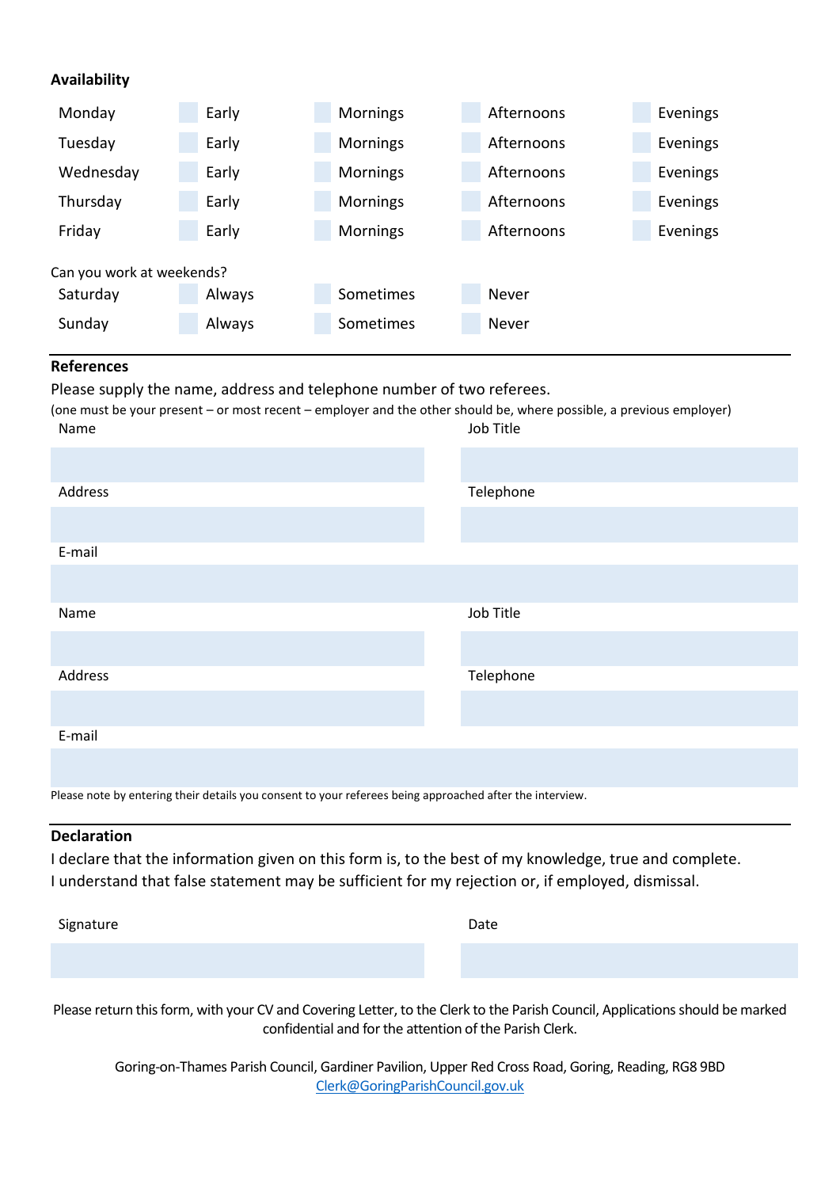**Availability**

| | | | | |
|---|---|---|---|---|
| Monday | Early | Mornings | Afternoons | Evenings |
| Tuesday | Early | Mornings | Afternoons | Evenings |
| Wednesday | Early | Mornings | Afternoons | Evenings |
| Thursday | Early | Mornings | Afternoons | Evenings |
| Friday | Early | Mornings | Afternoons | Evenings |

Can you work at weekends?

| | | | |
|---|---|---|---|
| Saturday | Always | Sometimes | Never |
| Sunday | Always | Sometimes | Never |

**References**

Please supply the name, address and telephone number of two referees.

(one must be your present – or most recent – employer and the other should be, where possible, a previous employer)

Name

Job Title

Address

Telephone

E-mail

Name

Job Title

Address

Telephone

E-mail

Please note by entering their details you consent to your referees being approached after the interview.

**Declaration**

I declare that the information given on this form is, to the best of my knowledge, true and complete.
I understand that false statement may be sufficient for my rejection or, if employed, dismissal.

Signature

Date

Please return this form, with your CV and Covering Letter, to the Clerk to the Parish Council, Applications should be marked confidential and for the attention of the Parish Clerk.

Goring-on-Thames Parish Council, Gardiner Pavilion, Upper Red Cross Road, Goring, Reading, RG8 9BD
Clerk@GoringParishCouncil.gov.uk